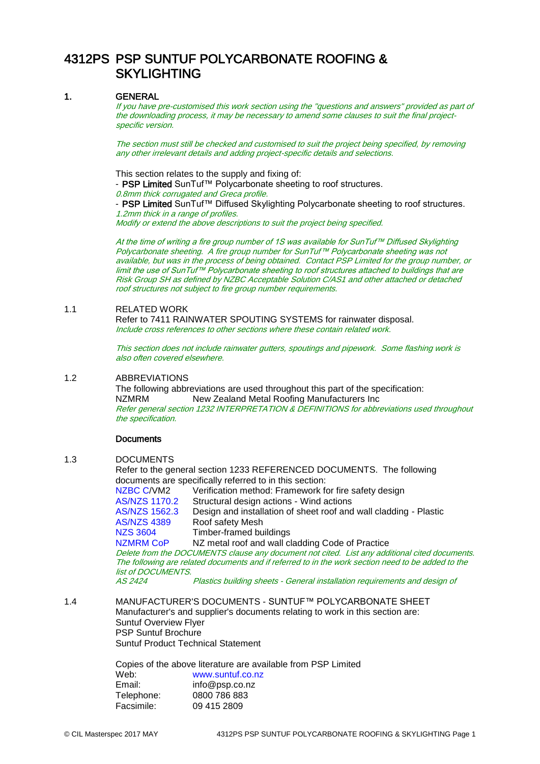# 4312PS PSP SUNTUF POLYCARBONATE ROOFING & SKYLIGHTING

## 1. GENERAL

*If you have pre-customised this work section using the "questions and answers" provided as part of the downloading process, it may be necessary to amend some clauses to suit the final project-specific version.*

*The section must still be checked and customised to suit the project being specified, by removing any other irrelevant details and adding project-specific details and selections.*

This section relates to the supply and fixing of:

- **PSP Limited** SunTuf™ Polycarbonate sheeting to roof structures.
  *0.8mm thick corrugated and Greca profile.*
- **PSP Limited** SunTuf™ Diffused Skylighting Polycarbonate sheeting to roof structures.
  *1.2mm thick in a range of profiles.*

*Modify or extend the above descriptions to suit the project being specified.*

*At the time of writing a fire group number of 1S was available for SunTuf™ Diffused Skylighting Polycarbonate sheeting. A fire group number for SunTuf™ Polycarbonate sheeting was not available, but was in the process of being obtained. Contact PSP Limited for the group number, or limit the use of SunTuf™ Polycarbonate sheeting to roof structures attached to buildings that are Risk Group SH as defined by NZBC Acceptable Solution C/AS1 and other attached or detached roof structures not subject to fire group number requirements.*

### 1.1 RELATED WORK

Refer to 7411 RAINWATER SPOUTING SYSTEMS for rainwater disposal.

*Include cross references to other sections where these contain related work.*

*This section does not include rainwater gutters, spoutings and pipework. Some flashing work is also often covered elsewhere.*

### 1.2 ABBREVIATIONS

The following abbreviations are used throughout this part of the specification:

NZMRM New Zealand Metal Roofing Manufacturers Inc

*Refer general section 1232 INTERPRETATION & DEFINITIONS for abbreviations used throughout the specification.*

**Documents**

### 1.3 DOCUMENTS

Refer to the general section 1233 REFERENCED DOCUMENTS. The following documents are specifically referred to in this section:

| | |
|---|---|
| NZBC C/VM2 | Verification method: Framework for fire safety design |
| AS/NZS 1170.2 | Structural design actions - Wind actions |
| AS/NZS 1562.3 | Design and installation of sheet roof and wall cladding - Plastic |
| AS/NZS 4389 | Roof safety Mesh |
| NZS 3604 | Timber-framed buildings |
| NZMRM CoP | NZ metal roof and wall cladding Code of Practice |

*Delete from the DOCUMENTS clause any document not cited. List any additional cited documents. The following are related documents and if referred to in the work section need to be added to the list of DOCUMENTS.*

*AS 2424 Plastics building sheets - General installation requirements and design of*

### 1.4 MANUFACTURER'S DOCUMENTS - SUNTUF™ POLYCARBONATE SHEET

Manufacturer's and supplier's documents relating to work in this section are:

Suntuf Overview Flyer
PSP Suntuf Brochure
Suntuf Product Technical Statement

Copies of the above literature are available from PSP Limited

| | |
|---|---|
| Web: | www.suntuf.co.nz |
| Email: | info@psp.co.nz |
| Telephone: | 0800 786 883 |
| Facsimile: | 09 415 2809 |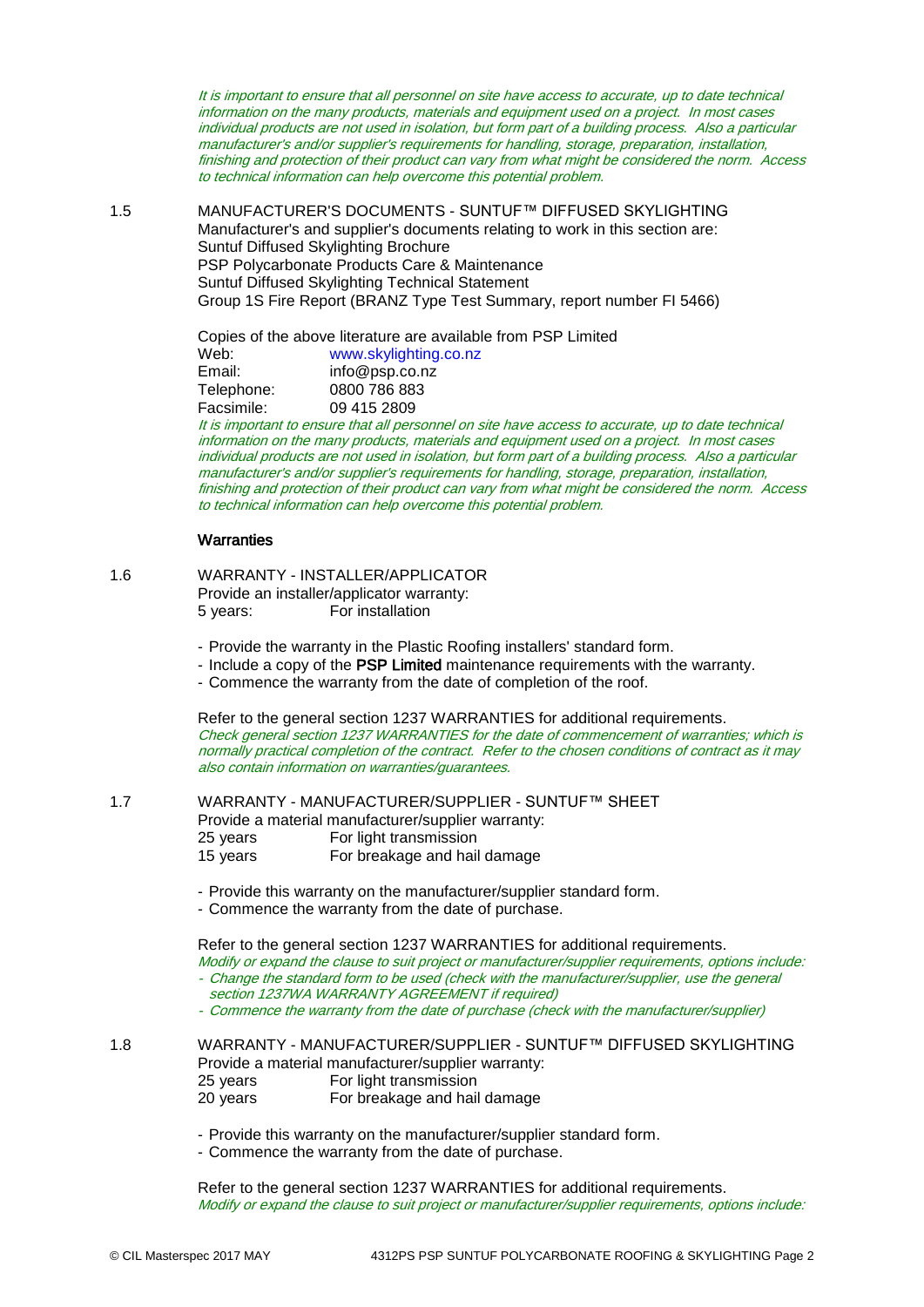*It is important to ensure that all personnel on site have access to accurate, up to date technical information on the many products, materials and equipment used on a project. In most cases individual products are not used in isolation, but form part of a building process. Also a particular manufacturer's and/or supplier's requirements for handling, storage, preparation, installation, finishing and protection of their product can vary from what might be considered the norm. Access to technical information can help overcome this potential problem.*

1.5 MANUFACTURER'S DOCUMENTS - SUNTUF™ DIFFUSED SKYLIGHTING

Manufacturer's and supplier's documents relating to work in this section are:
Suntuf Diffused Skylighting Brochure
PSP Polycarbonate Products Care & Maintenance
Suntuf Diffused Skylighting Technical Statement
Group 1S Fire Report (BRANZ Type Test Summary, report number FI 5466)

Copies of the above literature are available from PSP Limited

| | |
|---|---|
| Web: | www.skylighting.co.nz |
| Email: | info@psp.co.nz |
| Telephone: | 0800 786 883 |
| Facsimile: | 09 415 2809 |

*It is important to ensure that all personnel on site have access to accurate, up to date technical information on the many products, materials and equipment used on a project. In most cases individual products are not used in isolation, but form part of a building process. Also a particular manufacturer's and/or supplier's requirements for handling, storage, preparation, installation, finishing and protection of their product can vary from what might be considered the norm. Access to technical information can help overcome this potential problem.*

## Warranties

1.6 WARRANTY - INSTALLER/APPLICATOR

Provide an installer/applicator warranty:

| | |
|---|---|
| 5 years: | For installation |

- Provide the warranty in the Plastic Roofing installers' standard form.
- Include a copy of the **PSP Limited** maintenance requirements with the warranty.
- Commence the warranty from the date of completion of the roof.

Refer to the general section 1237 WARRANTIES for additional requirements.
*Check general section 1237 WARRANTIES for the date of commencement of warranties; which is normally practical completion of the contract. Refer to the chosen conditions of contract as it may also contain information on warranties/guarantees.*

1.7 WARRANTY - MANUFACTURER/SUPPLIER - SUNTUF™ SHEET

Provide a material manufacturer/supplier warranty:

| | |
|---|---|
| 25 years | For light transmission |
| 15 years | For breakage and hail damage |

- Provide this warranty on the manufacturer/supplier standard form.
- Commence the warranty from the date of purchase.

Refer to the general section 1237 WARRANTIES for additional requirements.
*Modify or expand the clause to suit project or manufacturer/supplier requirements, options include:*
- *Change the standard form to be used (check with the manufacturer/supplier, use the general section 1237WA WARRANTY AGREEMENT if required)*
- *Commence the warranty from the date of purchase (check with the manufacturer/supplier)*

1.8 WARRANTY - MANUFACTURER/SUPPLIER - SUNTUF™ DIFFUSED SKYLIGHTING

Provide a material manufacturer/supplier warranty:

| | |
|---|---|
| 25 years | For light transmission |
| 20 years | For breakage and hail damage |

- Provide this warranty on the manufacturer/supplier standard form.
- Commence the warranty from the date of purchase.

Refer to the general section 1237 WARRANTIES for additional requirements.
*Modify or expand the clause to suit project or manufacturer/supplier requirements, options include:*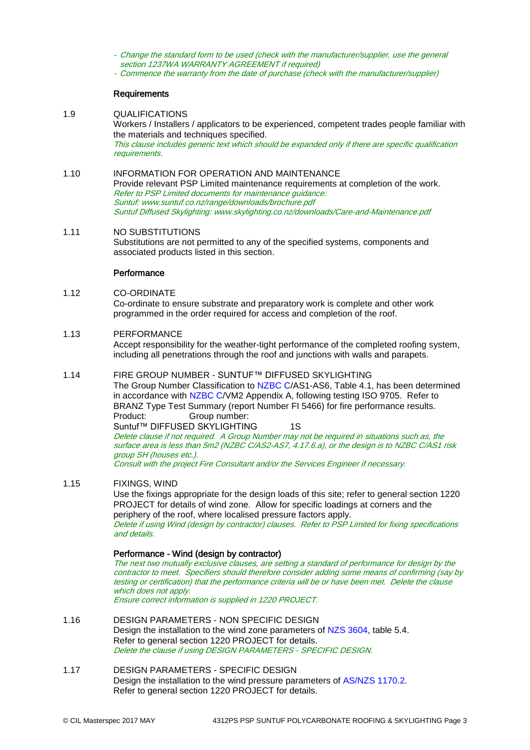*- Change the standard form to be used (check with the manufacturer/supplier, use the general section 1237WA WARRANTY AGREEMENT if required)*
*- Commence the warranty from the date of purchase (check with the manufacturer/supplier)*

### Requirements

1.9 QUALIFICATIONS

Workers / Installers / applicators to be experienced, competent trades people familiar with the materials and techniques specified.
*This clause includes generic text which should be expanded only if there are specific qualification requirements.*

1.10 INFORMATION FOR OPERATION AND MAINTENANCE

Provide relevant PSP Limited maintenance requirements at completion of the work.
*Refer to PSP Limited documents for maintenance guidance:*
*Suntuf: www.suntuf.co.nz/range/downloads/brochure.pdf*
*Suntuf Diffused Skylighting: www.skylighting.co.nz/downloads/Care-and-Maintenance.pdf*

1.11 NO SUBSTITUTIONS

Substitutions are not permitted to any of the specified systems, components and associated products listed in this section.

### Performance

1.12 CO-ORDINATE

Co-ordinate to ensure substrate and preparatory work is complete and other work programmed in the order required for access and completion of the roof.

1.13 PERFORMANCE

Accept responsibility for the weather-tight performance of the completed roofing system, including all penetrations through the roof and junctions with walls and parapets.

1.14 FIRE GROUP NUMBER - SUNTUF™ DIFFUSED SKYLIGHTING

The Group Number Classification to NZBC C/AS1-AS6, Table 4.1, has been determined in accordance with NZBC C/VM2 Appendix A, following testing ISO 9705. Refer to BRANZ Type Test Summary (report Number FI 5466) for fire performance results.

| Product: | Group number: |
|---|---|
| Suntuf™ DIFFUSED SKYLIGHTING | 1S |

*Delete clause if not required. A Group Number may not be required in situations such as, the surface area is less than 5m2 (NZBC C/AS2-AS7, 4.17.6.a), or the design is to NZBC C/AS1 risk group SH (houses etc.).*
*Consult with the project Fire Consultant and/or the Services Engineer if necessary.*

1.15 FIXINGS, WIND

Use the fixings appropriate for the design loads of this site; refer to general section 1220 PROJECT for details of wind zone. Allow for specific loadings at corners and the periphery of the roof, where localised pressure factors apply.
*Delete if using Wind (design by contractor) clauses. Refer to PSP Limited for fixing specifications and details.*

### Performance - Wind (design by contractor)

*The next two mutually exclusive clauses, are setting a standard of performance for design by the contractor to meet. Specifiers should therefore consider adding some means of confirming (say by testing or certification) that the performance criteria will be or have been met. Delete the clause which does not apply.*
*Ensure correct information is supplied in 1220 PROJECT.*

1.16 DESIGN PARAMETERS - NON SPECIFIC DESIGN

Design the installation to the wind zone parameters of NZS 3604, table 5.4.
Refer to general section 1220 PROJECT for details.
*Delete the clause if using DESIGN PARAMETERS - SPECIFIC DESIGN.*

1.17 DESIGN PARAMETERS - SPECIFIC DESIGN

Design the installation to the wind pressure parameters of AS/NZS 1170.2.
Refer to general section 1220 PROJECT for details.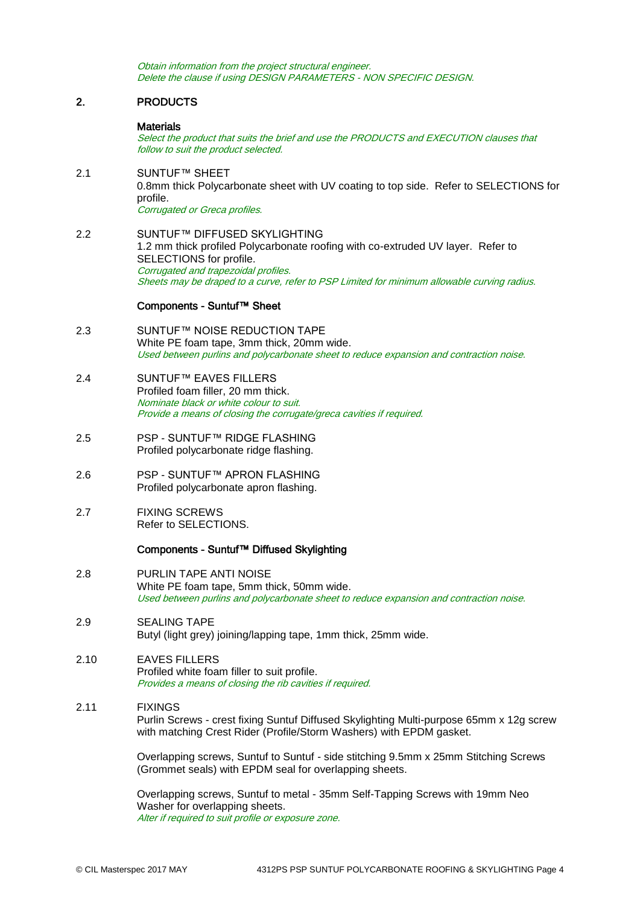*Obtain information from the project structural engineer.*
*Delete the clause if using DESIGN PARAMETERS - NON SPECIFIC DESIGN.*

## 2. PRODUCTS

### Materials

*Select the product that suits the brief and use the PRODUCTS and EXECUTION clauses that follow to suit the product selected.*

**2.1 SUNTUF™ SHEET**

0.8mm thick Polycarbonate sheet with UV coating to top side. Refer to SELECTIONS for profile.
*Corrugated or Greca profiles.*

**2.2 SUNTUF™ DIFFUSED SKYLIGHTING**

1.2 mm thick profiled Polycarbonate roofing with co-extruded UV layer. Refer to SELECTIONS for profile.
*Corrugated and trapezoidal profiles.*
*Sheets may be draped to a curve, refer to PSP Limited for minimum allowable curving radius.*

### Components - Suntuf™ Sheet

**2.3 SUNTUF™ NOISE REDUCTION TAPE**

White PE foam tape, 3mm thick, 20mm wide.
*Used between purlins and polycarbonate sheet to reduce expansion and contraction noise.*

**2.4 SUNTUF™ EAVES FILLERS**

Profiled foam filler, 20 mm thick.
*Nominate black or white colour to suit.*
*Provide a means of closing the corrugate/greca cavities if required.*

**2.5 PSP - SUNTUF™ RIDGE FLASHING**

Profiled polycarbonate ridge flashing.

**2.6 PSP - SUNTUF™ APRON FLASHING**

Profiled polycarbonate apron flashing.

**2.7 FIXING SCREWS**

Refer to SELECTIONS.

### Components - Suntuf™ Diffused Skylighting

**2.8 PURLIN TAPE ANTI NOISE**

White PE foam tape, 5mm thick, 50mm wide.
*Used between purlins and polycarbonate sheet to reduce expansion and contraction noise.*

**2.9 SEALING TAPE**

Butyl (light grey) joining/lapping tape, 1mm thick, 25mm wide.

**2.10 EAVES FILLERS**

Profiled white foam filler to suit profile.
*Provides a means of closing the rib cavities if required.*

**2.11 FIXINGS**

Purlin Screws - crest fixing Suntuf Diffused Skylighting Multi-purpose 65mm x 12g screw with matching Crest Rider (Profile/Storm Washers) with EPDM gasket.

Overlapping screws, Suntuf to Suntuf - side stitching 9.5mm x 25mm Stitching Screws (Grommet seals) with EPDM seal for overlapping sheets.

Overlapping screws, Suntuf to metal - 35mm Self-Tapping Screws with 19mm Neo Washer for overlapping sheets.
*Alter if required to suit profile or exposure zone.*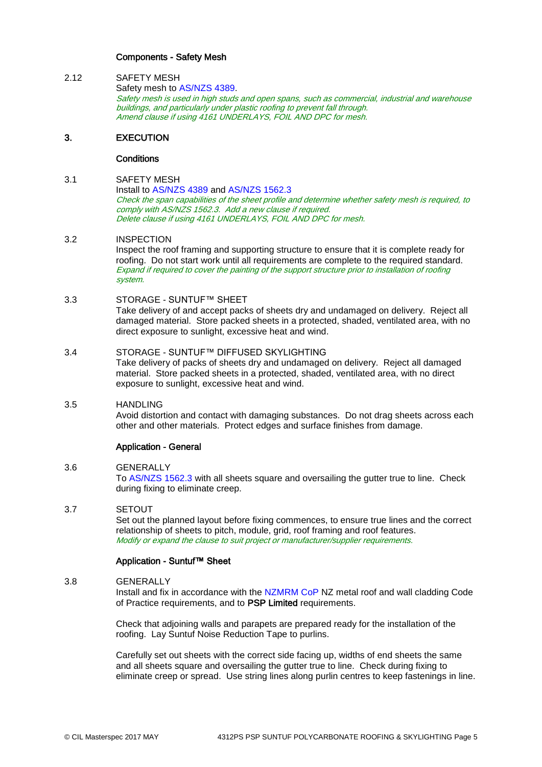### Components - Safety Mesh

2.12 SAFETY MESH

Safety mesh to AS/NZS 4389.

*Safety mesh is used in high studs and open spans, such as commercial, industrial and warehouse buildings, and particularly under plastic roofing to prevent fall through.*
*Amend clause if using 4161 UNDERLAYS, FOIL AND DPC for mesh.*

## 3. EXECUTION

### Conditions

3.1 SAFETY MESH

Install to AS/NZS 4389 and AS/NZS 1562.3

*Check the span capabilities of the sheet profile and determine whether safety mesh is required, to comply with AS/NZS 1562.3. Add a new clause if required.*
*Delete clause if using 4161 UNDERLAYS, FOIL AND DPC for mesh.*

3.2 INSPECTION

Inspect the roof framing and supporting structure to ensure that it is complete ready for roofing. Do not start work until all requirements are complete to the required standard.

*Expand if required to cover the painting of the support structure prior to installation of roofing system.*

3.3 STORAGE - SUNTUF™ SHEET

Take delivery of and accept packs of sheets dry and undamaged on delivery. Reject all damaged material. Store packed sheets in a protected, shaded, ventilated area, with no direct exposure to sunlight, excessive heat and wind.

3.4 STORAGE - SUNTUF™ DIFFUSED SKYLIGHTING

Take delivery of packs of sheets dry and undamaged on delivery. Reject all damaged material. Store packed sheets in a protected, shaded, ventilated area, with no direct exposure to sunlight, excessive heat and wind.

3.5 HANDLING

Avoid distortion and contact with damaging substances. Do not drag sheets across each other and other materials. Protect edges and surface finishes from damage.

### Application - General

3.6 GENERALLY

To AS/NZS 1562.3 with all sheets square and oversailing the gutter true to line. Check during fixing to eliminate creep.

3.7 SETOUT

Set out the planned layout before fixing commences, to ensure true lines and the correct relationship of sheets to pitch, module, grid, roof framing and roof features.

*Modify or expand the clause to suit project or manufacturer/supplier requirements.*

### Application - Suntuf™ Sheet

3.8 GENERALLY

Install and fix in accordance with the NZMRM CoP NZ metal roof and wall cladding Code of Practice requirements, and to **PSP Limited** requirements.

Check that adjoining walls and parapets are prepared ready for the installation of the roofing. Lay Suntuf Noise Reduction Tape to purlins.

Carefully set out sheets with the correct side facing up, widths of end sheets the same and all sheets square and oversailing the gutter true to line. Check during fixing to eliminate creep or spread. Use string lines along purlin centres to keep fastenings in line.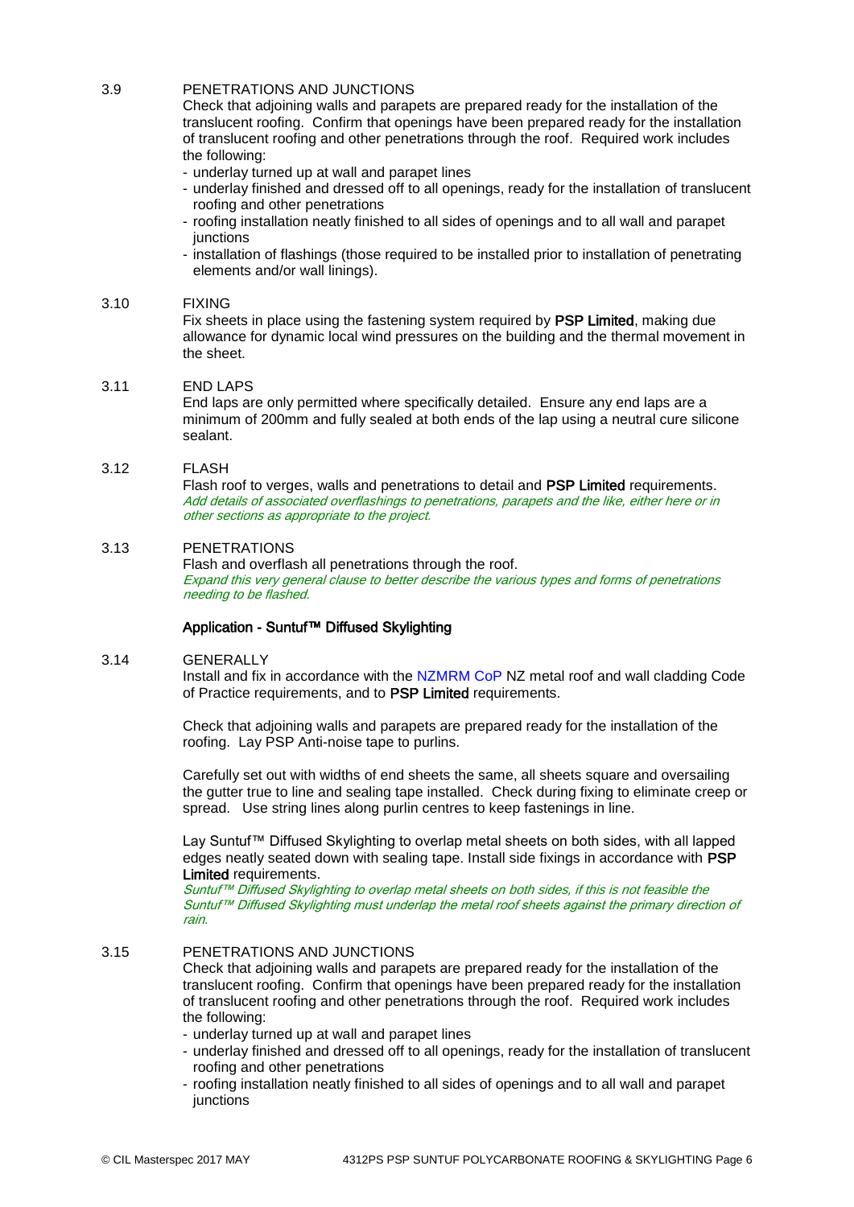3.9 PENETRATIONS AND JUNCTIONS

Check that adjoining walls and parapets are prepared ready for the installation of the translucent roofing. Confirm that openings have been prepared ready for the installation of translucent roofing and other penetrations through the roof. Required work includes the following:

- underlay turned up at wall and parapet lines
- underlay finished and dressed off to all openings, ready for the installation of translucent roofing and other penetrations
- roofing installation neatly finished to all sides of openings and to all wall and parapet junctions
- installation of flashings (those required to be installed prior to installation of penetrating elements and/or wall linings).

3.10 FIXING

Fix sheets in place using the fastening system required by **PSP Limited**, making due allowance for dynamic local wind pressures on the building and the thermal movement in the sheet.

3.11 END LAPS

End laps are only permitted where specifically detailed. Ensure any end laps are a minimum of 200mm and fully sealed at both ends of the lap using a neutral cure silicone sealant.

3.12 FLASH

Flash roof to verges, walls and penetrations to detail and **PSP Limited** requirements.

*Add details of associated overflashings to penetrations, parapets and the like, either here or in other sections as appropriate to the project.*

3.13 PENETRATIONS

Flash and overflash all penetrations through the roof.

*Expand this very general clause to better describe the various types and forms of penetrations needing to be flashed.*

**Application - Suntuf™ Diffused Skylighting**

3.14 GENERALLY

Install and fix in accordance with the NZMRM CoP NZ metal roof and wall cladding Code of Practice requirements, and to **PSP Limited** requirements.

Check that adjoining walls and parapets are prepared ready for the installation of the roofing. Lay PSP Anti-noise tape to purlins.

Carefully set out with widths of end sheets the same, all sheets square and oversailing the gutter true to line and sealing tape installed. Check during fixing to eliminate creep or spread. Use string lines along purlin centres to keep fastenings in line.

Lay Suntuf™ Diffused Skylighting to overlap metal sheets on both sides, with all lapped edges neatly seated down with sealing tape. Install side fixings in accordance with **PSP Limited** requirements.

*Suntuf™ Diffused Skylighting to overlap metal sheets on both sides, if this is not feasible the Suntuf™ Diffused Skylighting must underlap the metal roof sheets against the primary direction of rain.*

3.15 PENETRATIONS AND JUNCTIONS

Check that adjoining walls and parapets are prepared ready for the installation of the translucent roofing. Confirm that openings have been prepared ready for the installation of translucent roofing and other penetrations through the roof. Required work includes the following:

- underlay turned up at wall and parapet lines
- underlay finished and dressed off to all openings, ready for the installation of translucent roofing and other penetrations
- roofing installation neatly finished to all sides of openings and to all wall and parapet junctions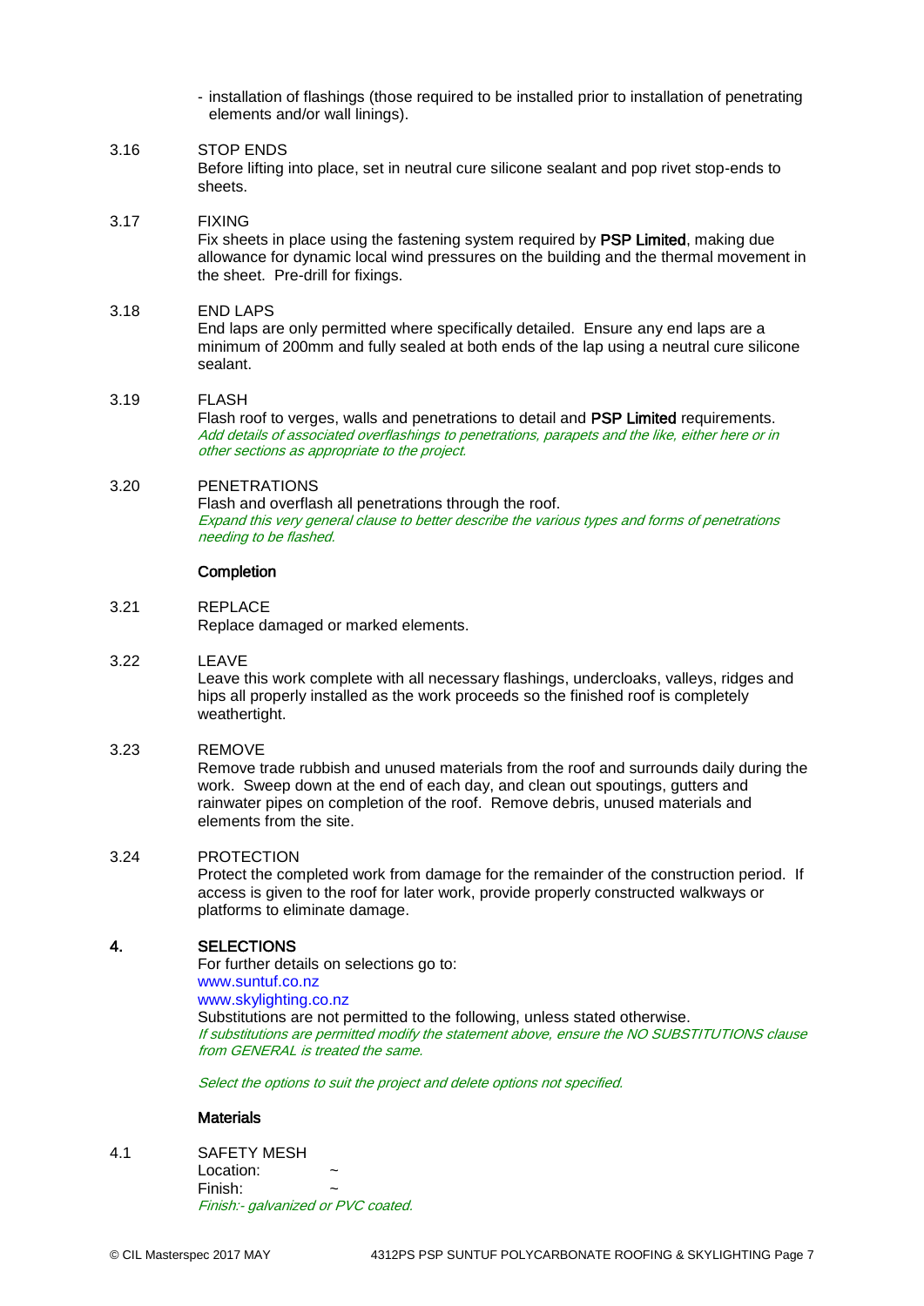- installation of flashings (those required to be installed prior to installation of penetrating elements and/or wall linings).

3.16 STOP ENDS

Before lifting into place, set in neutral cure silicone sealant and pop rivet stop-ends to sheets.

3.17 FIXING

Fix sheets in place using the fastening system required by **PSP Limited**, making due allowance for dynamic local wind pressures on the building and the thermal movement in the sheet. Pre-drill for fixings.

3.18 END LAPS

End laps are only permitted where specifically detailed. Ensure any end laps are a minimum of 200mm and fully sealed at both ends of the lap using a neutral cure silicone sealant.

3.19 FLASH

Flash roof to verges, walls and penetrations to detail and **PSP Limited** requirements.

*Add details of associated overflashings to penetrations, parapets and the like, either here or in other sections as appropriate to the project.*

3.20 PENETRATIONS

Flash and overflash all penetrations through the roof.

*Expand this very general clause to better describe the various types and forms of penetrations needing to be flashed.*

**Completion**

3.21 REPLACE

Replace damaged or marked elements.

3.22 LEAVE

Leave this work complete with all necessary flashings, undercloaks, valleys, ridges and hips all properly installed as the work proceeds so the finished roof is completely weathertight.

3.23 REMOVE

Remove trade rubbish and unused materials from the roof and surrounds daily during the work. Sweep down at the end of each day, and clean out spoutings, gutters and rainwater pipes on completion of the roof. Remove debris, unused materials and elements from the site.

3.24 PROTECTION

Protect the completed work from damage for the remainder of the construction period. If access is given to the roof for later work, provide properly constructed walkways or platforms to eliminate damage.

## 4. SELECTIONS

For further details on selections go to:
www.suntuf.co.nz
www.skylighting.co.nz

Substitutions are not permitted to the following, unless stated otherwise.

*If substitutions are permitted modify the statement above, ensure the NO SUBSTITUTIONS clause from GENERAL is treated the same.*

*Select the options to suit the project and delete options not specified.*

**Materials**

4.1 SAFETY MESH

Location: ~
Finish: ~

*Finish:- galvanized or PVC coated.*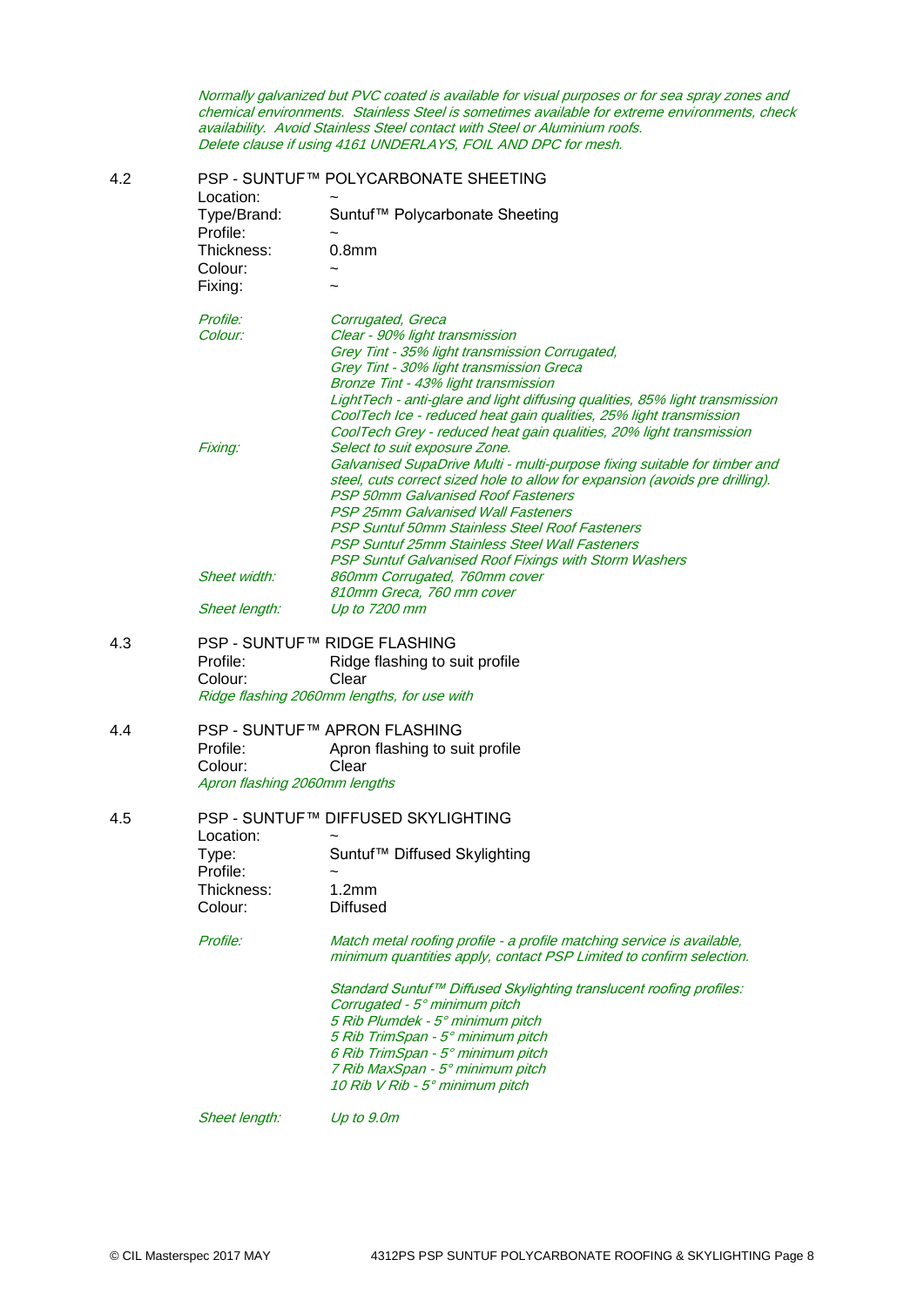*Normally galvanized but PVC coated is available for visual purposes or for sea spray zones and chemical environments. Stainless Steel is sometimes available for extreme environments, check availability. Avoid Stainless Steel contact with Steel or Aluminium roofs.*
*Delete clause if using 4161 UNDERLAYS, FOIL AND DPC for mesh.*

## 4.2 PSP - SUNTUF™ POLYCARBONATE SHEETING

| | |
|---|---|
| Location: | ~ |
| Type/Brand: | Suntuf™ Polycarbonate Sheeting |
| Profile: | ~ |
| Thickness: | 0.8mm |
| Colour: | ~ |
| Fixing: | ~ |

| | |
|---|---|
| *Profile:* | *Corrugated, Greca* |
| *Colour:* | *Clear - 90% light transmission*<br>*Grey Tint - 35% light transmission Corrugated,*<br>*Grey Tint - 30% light transmission Greca*<br>*Bronze Tint - 43% light transmission*<br>*LightTech - anti-glare and light diffusing qualities, 85% light transmission*<br>*CoolTech Ice - reduced heat gain qualities, 25% light transmission*<br>*CoolTech Grey - reduced heat gain qualities, 20% light transmission* |
| *Fixing:* | *Select to suit exposure Zone.*<br>*Galvanised SupaDrive Multi - multi-purpose fixing suitable for timber and steel, cuts correct sized hole to allow for expansion (avoids pre drilling).*<br>*PSP 50mm Galvanised Roof Fasteners*<br>*PSP 25mm Galvanised Wall Fasteners*<br>*PSP Suntuf 50mm Stainless Steel Roof Fasteners*<br>*PSP Suntuf 25mm Stainless Steel Wall Fasteners*<br>*PSP Suntuf Galvanised Roof Fixings with Storm Washers* |
| *Sheet width:* | *860mm Corrugated, 760mm cover*<br>*810mm Greca, 760 mm cover* |
| *Sheet length:* | *Up to 7200 mm* |

## 4.3 PSP - SUNTUF™ RIDGE FLASHING

| | |
|---|---|
| Profile: | Ridge flashing to suit profile |
| Colour: | Clear |

*Ridge flashing 2060mm lengths, for use with*

## 4.4 PSP - SUNTUF™ APRON FLASHING

| | |
|---|---|
| Profile: | Apron flashing to suit profile |
| Colour: | Clear |

*Apron flashing 2060mm lengths*

## 4.5 PSP - SUNTUF™ DIFFUSED SKYLIGHTING

| | |
|---|---|
| Location: | ~ |
| Type: | Suntuf™ Diffused Skylighting |
| Profile: | ~ |
| Thickness: | 1.2mm |
| Colour: | Diffused |

| | |
|---|---|
| *Profile:* | *Match metal roofing profile - a profile matching service is available, minimum quantities apply, contact PSP Limited to confirm selection.*<br><br>*Standard Suntuf™ Diffused Skylighting translucent roofing profiles:*<br>*Corrugated - 5° minimum pitch*<br>*5 Rib Plumdek - 5° minimum pitch*<br>*5 Rib TrimSpan - 5° minimum pitch*<br>*6 Rib TrimSpan - 5° minimum pitch*<br>*7 Rib MaxSpan - 5° minimum pitch*<br>*10 Rib V Rib - 5° minimum pitch* |
| *Sheet length:* | *Up to 9.0m* |